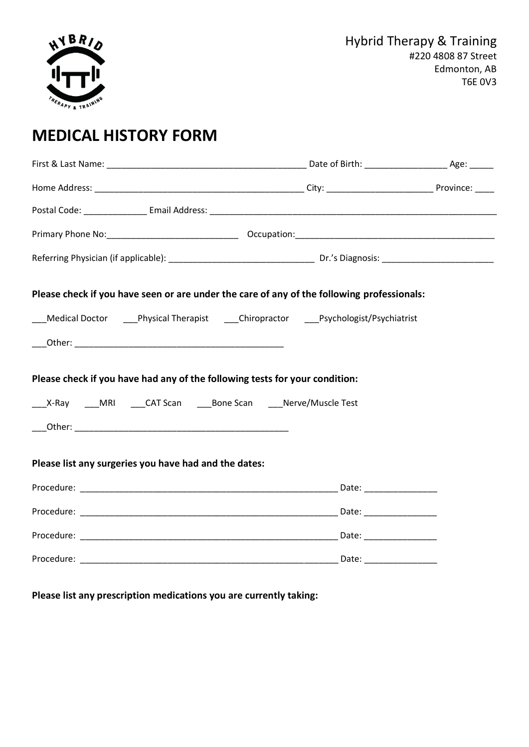Hybrid Therapy & Training
#220 4808 87 Street
Edmonton, AB
T6E 0V3

# MEDICAL HISTORY FORM

First & Last Name: __________________________________________ Date of Birth: _________________ Age: _____

Home Address: ______________________________________________ City: ______________________ Province: ____

Postal Code: _____________ Email Address: _______________________________________________________________

Primary Phone No:___________________________ Occupation:___________________________________________

Referring Physician (if applicable): ______________________________ Dr.'s Diagnosis: _______________________

**Please check if you have seen or are under the care of any of the following professionals:**

___Medical Doctor ___Physical Therapist ___Chiropractor ___Psychologist/Psychiatrist

___Other: ___________________________________________

**Please check if you have had any of the following tests for your condition:**

___X-Ray ___MRI ___CAT Scan ___Bone Scan ___Nerve/Muscle Test

___Other: ____________________________________________

**Please list any surgeries you have had and the dates:**

Procedure: ______________________________________________________ Date: _______________

Procedure: ______________________________________________________ Date: _______________

Procedure: ______________________________________________________ Date: _______________

Procedure: ______________________________________________________ Date: _______________

**Please list any prescription medications you are currently taking:**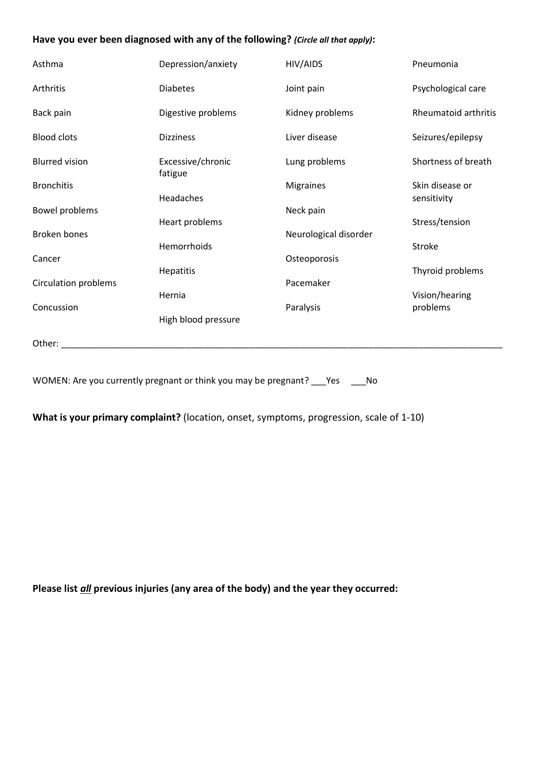**Have you ever been diagnosed with any of the following?** ***(Circle all that apply)*****:**

| | | | |
|---|---|---|---|
| Asthma | Depression/anxiety | HIV/AIDS | Pneumonia |
| Arthritis | Diabetes | Joint pain | Psychological care |
| Back pain | Digestive problems | Kidney problems | Rheumatoid arthritis |
| Blood clots | Dizziness | Liver disease | Seizures/epilepsy |
| Blurred vision | Excessive/chronic fatigue | Lung problems | Shortness of breath |
| Bronchitis | Headaches | Migraines | Skin disease or sensitivity |
| Bowel problems | Heart problems | Neck pain | Stress/tension |
| Broken bones | Hemorrhoids | Neurological disorder | Stroke |
| Cancer | Hepatitis | Osteoporosis | Thyroid problems |
| Circulation problems | Hernia | Pacemaker | Vision/hearing problems |
| Concussion | High blood pressure | Paralysis | |

Other: ______________________________________________________________________________

WOMEN: Are you currently pregnant or think you may be pregnant? ___Yes ___No

**What is your primary complaint?** (location, onset, symptoms, progression, scale of 1-10)

**Please list *<u>all</u>* previous injuries (any area of the body) and the year they occurred:**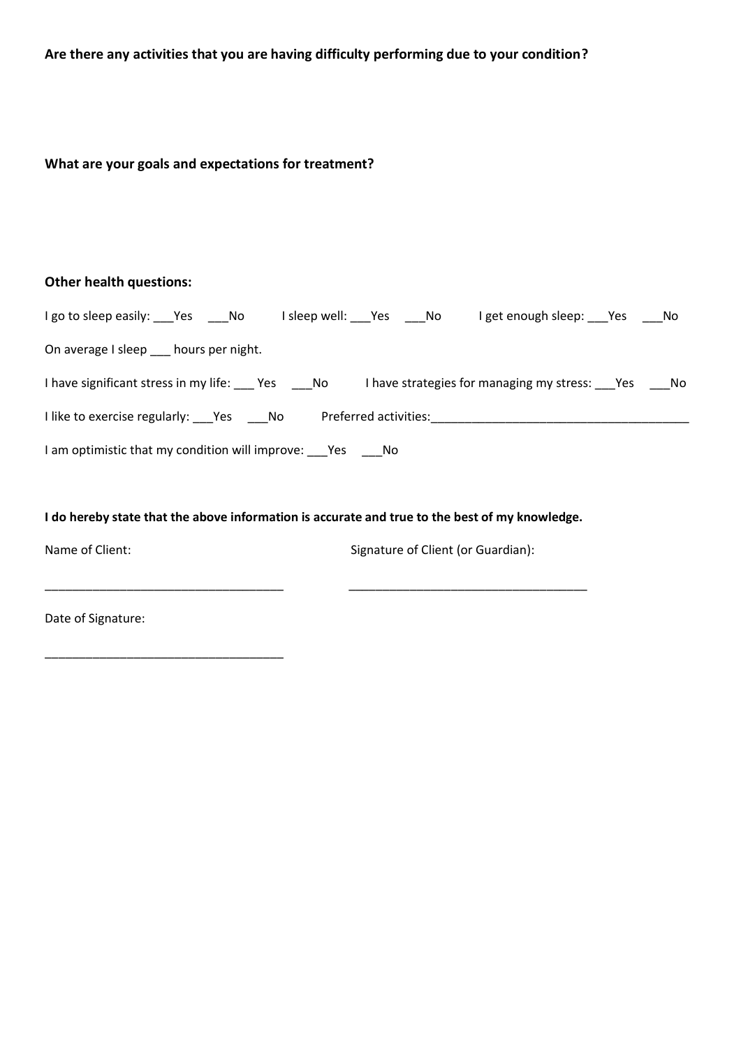**Are there any activities that you are having difficulty performing due to your condition?**

**What are your goals and expectations for treatment?**

**Other health questions:**

I go to sleep easily: ___Yes ___No I sleep well: ___Yes ___No I get enough sleep: ___Yes ___No

On average I sleep ___ hours per night.

I have significant stress in my life: ___ Yes ___No I have strategies for managing my stress: ___Yes ___No

I like to exercise regularly: ___Yes ___No Preferred activities:______________________________________

I am optimistic that my condition will improve: ___Yes ___No

**I do hereby state that the above information is accurate and true to the best of my knowledge.**

Name of Client: ___________________________________

Signature of Client (or Guardian): ___________________________________

Date of Signature: ___________________________________